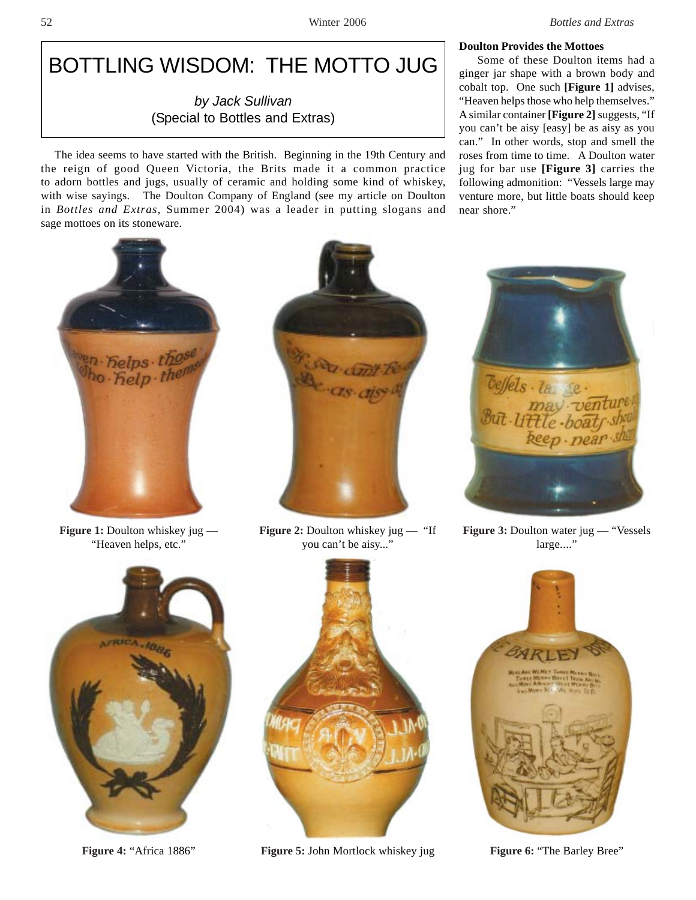# BOTTLING WISDOM: THE MOTTO JUG

*by Jack Sullivan*
(Special to Bottles and Extras)

The idea seems to have started with the British. Beginning in the 19th Century and the reign of good Queen Victoria, the Brits made it a common practice to adorn bottles and jugs, usually of ceramic and holding some kind of whiskey, with wise sayings. The Doulton Company of England (see my article on Doulton in *Bottles and Extras*, Summer 2004) was a leader in putting slogans and sage mottoes on its stoneware.

**Doulton Provides the Mottoes**

Some of these Doulton items had a ginger jar shape with a brown body and cobalt top. One such **[Figure 1]** advises, "Heaven helps those who help themselves." A similar container **[Figure 2]** suggests, "If you can't be aisy [easy] be as aisy as you can." In other words, stop and smell the roses from time to time. A Doulton water jug for bar use **[Figure 3]** carries the following admonition: "Vessels large may venture more, but little boats should keep near shore."

**Figure 1:** Doulton whiskey jug — "Heaven helps, etc."

**Figure 2:** Doulton whiskey jug — "If you can't be aisy..."

**Figure 3:** Doulton water jug — "Vessels large...."

**Figure 4:** "Africa 1886"

**Figure 5:** John Mortlock whiskey jug

**Figure 6:** "The Barley Bree"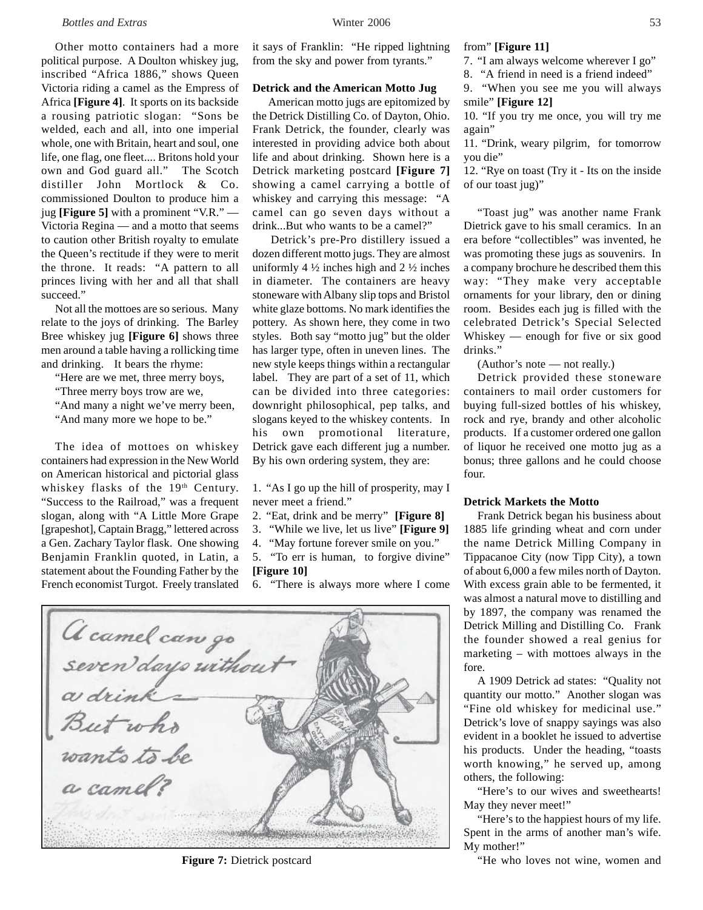Other motto containers had a more political purpose. A Doulton whiskey jug, inscribed "Africa 1886," shows Queen Victoria riding a camel as the Empress of Africa **[Figure 4]**. It sports on its backside a rousing patriotic slogan: "Sons be welded, each and all, into one imperial whole, one with Britain, heart and soul, one life, one flag, one fleet.... Britons hold your own and God guard all." The Scotch distiller John Mortlock & Co. commissioned Doulton to produce him a jug **[Figure 5]** with a prominent "V.R." — Victoria Regina — and a motto that seems to caution other British royalty to emulate the Queen's rectitude if they were to merit the throne. It reads: "A pattern to all princes living with her and all that shall succeed."

Not all the mottoes are so serious. Many relate to the joys of drinking. The Barley Bree whiskey jug **[Figure 6]** shows three men around a table having a rollicking time and drinking. It bears the rhyme:

"Here are we met, three merry boys,
"Three merry boys trow are we,
"And many a night we've merry been,
"And many more we hope to be."

The idea of mottoes on whiskey containers had expression in the New World on American historical and pictorial glass whiskey flasks of the 19th Century. "Success to the Railroad," was a frequent slogan, along with "A Little More Grape [grapeshot], Captain Bragg," lettered across a Gen. Zachary Taylor flask. One showing Benjamin Franklin quoted, in Latin, a statement about the Founding Father by the French economist Turgot. Freely translated it says of Franklin: "He ripped lightning from the sky and power from tyrants."

### Detrick and the American Motto Jug

American motto jugs are epitomized by the Detrick Distilling Co. of Dayton, Ohio. Frank Detrick, the founder, clearly was interested in providing advice both about life and about drinking. Shown here is a Detrick marketing postcard **[Figure 7]** showing a camel carrying a bottle of whiskey and carrying this message: "A camel can go seven days without a drink...But who wants to be a camel?"

Detrick's pre-Pro distillery issued a dozen different motto jugs. They are almost uniformly 4 ½ inches high and 2 ½ inches in diameter. The containers are heavy stoneware with Albany slip tops and Bristol white glaze bottoms. No mark identifies the pottery. As shown here, they come in two styles. Both say "motto jug" but the older has larger type, often in uneven lines. The new style keeps things within a rectangular label. They are part of a set of 11, which can be divided into three categories: downright philosophical, pep talks, and slogans keyed to the whiskey contents. In his own promotional literature, Detrick gave each different jug a number. By his own ordering system, they are:

1. "As I go up the hill of prosperity, may I never meet a friend."
2. "Eat, drink and be merry" **[Figure 8]**
3. "While we live, let us live" **[Figure 9]**
4. "May fortune forever smile on you."
5. "To err is human, to forgive divine" **[Figure 10]**
6. "There is always more where I come from" **[Figure 11]**
7. "I am always welcome wherever I go"
8. "A friend in need is a friend indeed"
9. "When you see me you will always smile" **[Figure 12]**
10. "If you try me once, you will try me again"
11. "Drink, weary pilgrim, for tomorrow you die"
12. "Rye on toast (Try it - Its on the inside of our toast jug)"

"Toast jug" was another name Frank Dietrick gave to his small ceramics. In an era before "collectibles" was invented, he was promoting these jugs as souvenirs. In a company brochure he described them this way: "They make very acceptable ornaments for your library, den or dining room. Besides each jug is filled with the celebrated Detrick's Special Selected Whiskey — enough for five or six good drinks."

(Author's note — not really.)

Detrick provided these stoneware containers to mail order customers for buying full-sized bottles of his whiskey, rock and rye, brandy and other alcoholic products. If a customer ordered one gallon of liquor he received one motto jug as a bonus; three gallons and he could choose four.

**Figure 7:** Dietrick postcard

### Detrick Markets the Motto

Frank Detrick began his business about 1885 life grinding wheat and corn under the name Detrick Milling Company in Tippacanoe City (now Tipp City), a town of about 6,000 a few miles north of Dayton. With excess grain able to be fermented, it was almost a natural move to distilling and by 1897, the company was renamed the Detrick Milling and Distilling Co. Frank the founder showed a real genius for marketing – with mottoes always in the fore.

A 1909 Detrick ad states: "Quality not quantity our motto." Another slogan was "Fine old whiskey for medicinal use." Detrick's love of snappy sayings was also evident in a booklet he issued to advertise his products. Under the heading, "toasts worth knowing," he served up, among others, the following:

"Here's to our wives and sweethearts! May they never meet!"

"Here's to the happiest hours of my life. Spent in the arms of another man's wife. My mother!"

"He who loves not wine, women and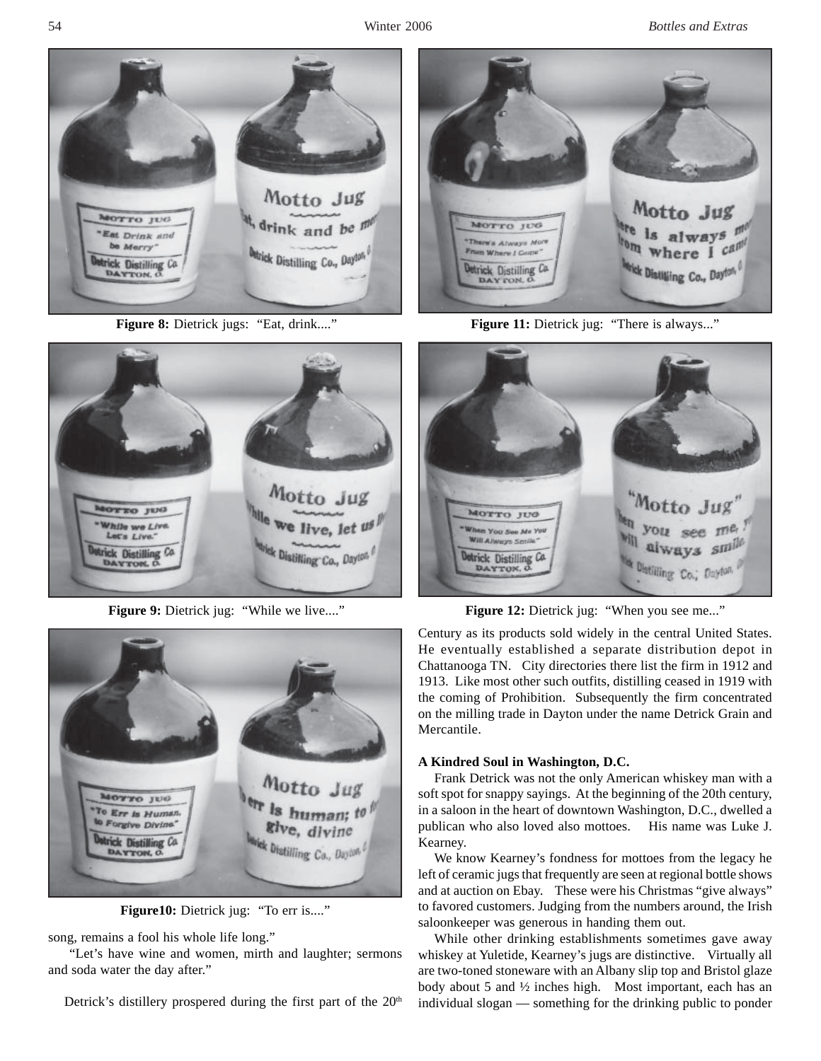Figure 8: Dietrick jugs: "Eat, drink...."

Figure 11: Dietrick jug: "There is always..."

Figure 9: Dietrick jug: "While we live...."

Figure 12: Dietrick jug: "When you see me..."

Figure10: Dietrick jug: "To err is...."

song, remains a fool his whole life long."

"Let's have wine and women, mirth and laughter; sermons and soda water the day after."

Detrick's distillery prospered during the first part of the 20th Century as its products sold widely in the central United States. He eventually established a separate distribution depot in Chattanooga TN. City directories there list the firm in 1912 and 1913. Like most other such outfits, distilling ceased in 1919 with the coming of Prohibition. Subsequently the firm concentrated on the milling trade in Dayton under the name Detrick Grain and Mercantile.

**A Kindred Soul in Washington, D.C.**

Frank Detrick was not the only American whiskey man with a soft spot for snappy sayings. At the beginning of the 20th century, in a saloon in the heart of downtown Washington, D.C., dwelled a publican who also loved also mottoes. His name was Luke J. Kearney.

We know Kearney's fondness for mottoes from the legacy he left of ceramic jugs that frequently are seen at regional bottle shows and at auction on Ebay. These were his Christmas "give always" to favored customers. Judging from the numbers around, the Irish saloonkeeper was generous in handing them out.

While other drinking establishments sometimes gave away whiskey at Yuletide, Kearney's jugs are distinctive. Virtually all are two-toned stoneware with an Albany slip top and Bristol glaze body about 5 and ½ inches high. Most important, each has an individual slogan — something for the drinking public to ponder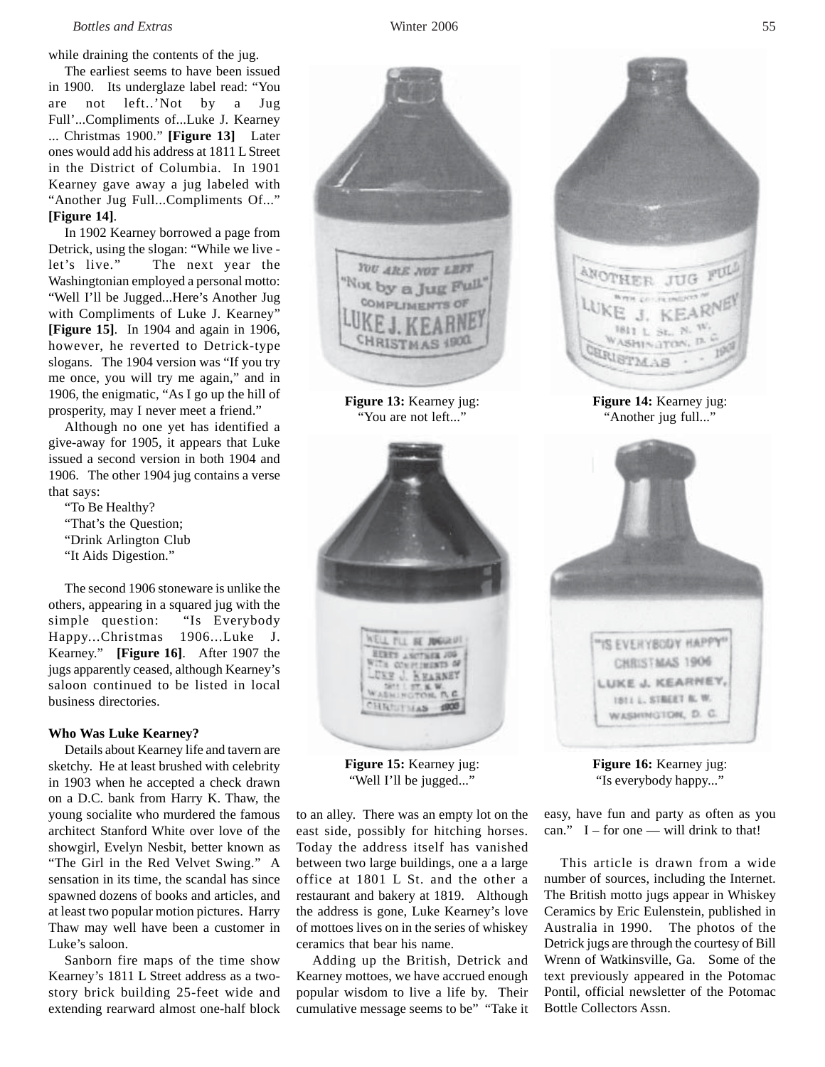while draining the contents of the jug.

The earliest seems to have been issued in 1900. Its underglaze label read: "You are not left..'Not by a Jug Full'...Compliments of...Luke J. Kearney ... Christmas 1900." **[Figure 13]** Later ones would add his address at 1811 L Street in the District of Columbia. In 1901 Kearney gave away a jug labeled with "Another Jug Full...Compliments Of..." **[Figure 14]**.

In 1902 Kearney borrowed a page from Detrick, using the slogan: "While we live - let's live." The next year the Washingtonian employed a personal motto: "Well I'll be Jugged...Here's Another Jug with Compliments of Luke J. Kearney" **[Figure 15]**. In 1904 and again in 1906, however, he reverted to Detrick-type slogans. The 1904 version was "If you try me once, you will try me again," and in 1906, the enigmatic, "As I go up the hill of prosperity, may I never meet a friend."

Although no one yet has identified a give-away for 1905, it appears that Luke issued a second version in both 1904 and 1906. The other 1904 jug contains a verse that says:

"To Be Healthy?
"That's the Question;
"Drink Arlington Club
"It Aids Digestion."

The second 1906 stoneware is unlike the others, appearing in a squared jug with the simple question: "Is Everybody Happy...Christmas 1906...Luke J. Kearney." **[Figure 16]**. After 1907 the jugs apparently ceased, although Kearney's saloon continued to be listed in local business directories.

**Figure 13:** Kearney jug: "You are not left..."

**Figure 14:** Kearney jug: "Another jug full..."

**Figure 15:** Kearney jug: "Well I'll be jugged..."

**Figure 16:** Kearney jug: "Is everybody happy..."

#### Who Was Luke Kearney?

Details about Kearney life and tavern are sketchy. He at least brushed with celebrity in 1903 when he accepted a check drawn on a D.C. bank from Harry K. Thaw, the young socialite who murdered the famous architect Stanford White over love of the showgirl, Evelyn Nesbit, better known as "The Girl in the Red Velvet Swing." A sensation in its time, the scandal has since spawned dozens of books and articles, and at least two popular motion pictures. Harry Thaw may well have been a customer in Luke's saloon.

Sanborn fire maps of the time show Kearney's 1811 L Street address as a two-story brick building 25-feet wide and extending rearward almost one-half block to an alley. There was an empty lot on the east side, possibly for hitching horses. Today the address itself has vanished between two large buildings, one a a large office at 1801 L St. and the other a restaurant and bakery at 1819. Although the address is gone, Luke Kearney's love of mottoes lives on in the series of whiskey ceramics that bear his name.

Adding up the British, Detrick and Kearney mottoes, we have accrued enough popular wisdom to live a life by. Their cumulative message seems to be" "Take it easy, have fun and party as often as you can." I – for one — will drink to that!

This article is drawn from a wide number of sources, including the Internet. The British motto jugs appear in Whiskey Ceramics by Eric Eulenstein, published in Australia in 1990. The photos of the Detrick jugs are through the courtesy of Bill Wrenn of Watkinsville, Ga. Some of the text previously appeared in the Potomac Pontil, official newsletter of the Potomac Bottle Collectors Assn.